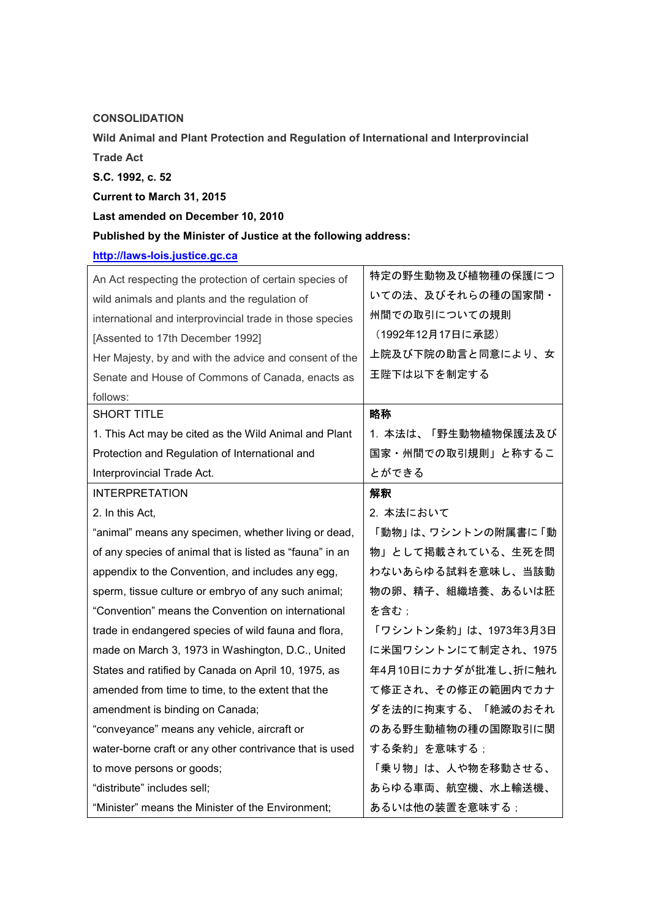**CONSOLIDATION**

**Wild Animal and Plant Protection and Regulation of International and Interprovincial Trade Act**

**S.C. 1992, c. 52**

**Current to March 31, 2015**

**Last amended on December 10, 2010**

**Published by the Minister of Justice at the following address:**

**http://laws-lois.justice.gc.ca**

| | |
|---|---|
| An Act respecting the protection of certain species of wild animals and plants and the regulation of international and interprovincial trade in those species<br>[Assented to 17th December 1992]<br>Her Majesty, by and with the advice and consent of the Senate and House of Commons of Canada, enacts as follows: | 特定の野生動物及び植物種の保護についての法、及びそれらの種の国家間・州間での取引についての規則<br>（1992年12月17日に承認）<br>上院及び下院の助言と同意により、女王陛下は以下を制定する |
| SHORT TITLE<br>1. This Act may be cited as the Wild Animal and Plant Protection and Regulation of International and Interprovincial Trade Act. | **略称**<br>1. 本法は、「野生動物植物保護法及び国家・州間での取引規則」と称することができる |
| INTERPRETATION<br>2. In this Act,<br>“animal” means any specimen, whether living or dead, of any species of animal that is listed as “fauna” in an appendix to the Convention, and includes any egg, sperm, tissue culture or embryo of any such animal;<br>“Convention” means the Convention on international trade in endangered species of wild fauna and flora, made on March 3, 1973 in Washington, D.C., United States and ratified by Canada on April 10, 1975, as amended from time to time, to the extent that the amendment is binding on Canada;<br>“conveyance” means any vehicle, aircraft or water-borne craft or any other contrivance that is used to move persons or goods;<br>“distribute” includes sell;<br>“Minister” means the Minister of the Environment; | **解釈**<br>2. 本法において<br>「動物」は、ワシントンの附属書に「動物」として掲載されている、生死を問わないあらゆる試料を意味し、当該動物の卵、精子、組織培養、あるいは胚を含む；<br>「ワシントン条約」は、1973年3月3日に米国ワシントンにて制定され、1975年4月10日にカナダが批准し、折に触れて修正され、その修正の範囲内でカナダを法的に拘束する、「絶滅のおそれのある野生動植物の種の国際取引に関する条約」を意味する；<br>「乗り物」は、人や物を移動させる、あらゆる車両、航空機、水上輸送機、あるいは他の装置を意味する； |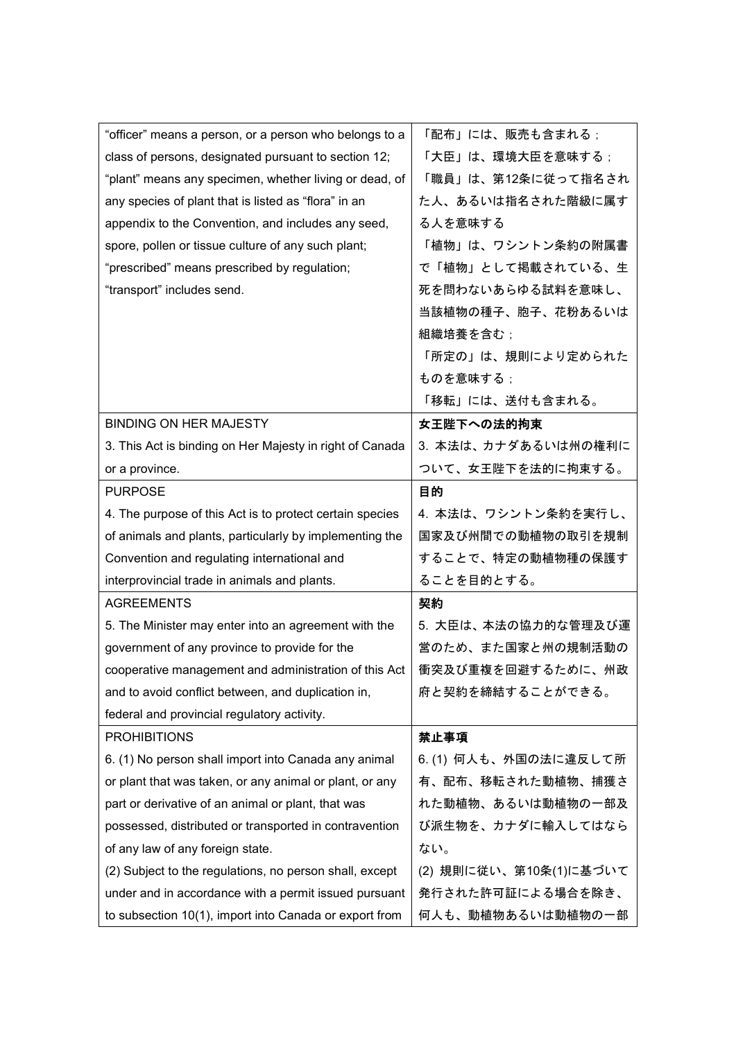| | |
|---|---|
| "officer" means a person, or a person who belongs to a class of persons, designated pursuant to section 12;<br>"plant" means any specimen, whether living or dead, of any species of plant that is listed as "flora" in an appendix to the Convention, and includes any seed, spore, pollen or tissue culture of any such plant;<br>"prescribed" means prescribed by regulation;<br>"transport" includes send. | 「配布」には、販売も含まれる；<br>「大臣」は、環境大臣を意味する；<br>「職員」は、第12条に従って指名された人、あるいは指名された階級に属する人を意味する<br>「植物」は、ワシントン条約の附属書で「植物」として掲載されている、生死を問わないあらゆる試料を意味し、当該植物の種子、胞子、花粉あるいは組織培養を含む；<br>「所定の」は、規則により定められたものを意味する；<br>「移転」には、送付も含まれる。 |
| BINDING ON HER MAJESTY<br>3. This Act is binding on Her Majesty in right of Canada or a province. | **女王陛下への法的拘束**<br>3. 本法は、カナダあるいは州の権利について、女王陛下を法的に拘束する。 |
| PURPOSE<br>4. The purpose of this Act is to protect certain species of animals and plants, particularly by implementing the Convention and regulating international and interprovincial trade in animals and plants. | **目的**<br>4. 本法は、ワシントン条約を実行し、国家及び州間での動植物の取引を規制することで、特定の動植物種の保護することを目的とする。 |
| AGREEMENTS<br>5. The Minister may enter into an agreement with the government of any province to provide for the cooperative management and administration of this Act and to avoid conflict between, and duplication in, federal and provincial regulatory activity. | **契約**<br>5. 大臣は、本法の協力的な管理及び運営のため、また国家と州の規制活動の衝突及び重複を回避するために、州政府と契約を締結することができる。 |
| PROHIBITIONS<br>6. (1) No person shall import into Canada any animal or plant that was taken, or any animal or plant, or any part or derivative of an animal or plant, that was possessed, distributed or transported in contravention of any law of any foreign state.<br>(2) Subject to the regulations, no person shall, except under and in accordance with a permit issued pursuant to subsection 10(1), import into Canada or export from | **禁止事項**<br>6. (1) 何人も、外国の法に違反して所有、配布、移転された動植物、捕獲された動植物、あるいは動植物の一部及び派生物を、カナダに輸入してはならない。<br>(2) 規則に従い、第10条(1)に基づいて発行された許可証による場合を除き、何人も、動植物あるいは動植物の一部 |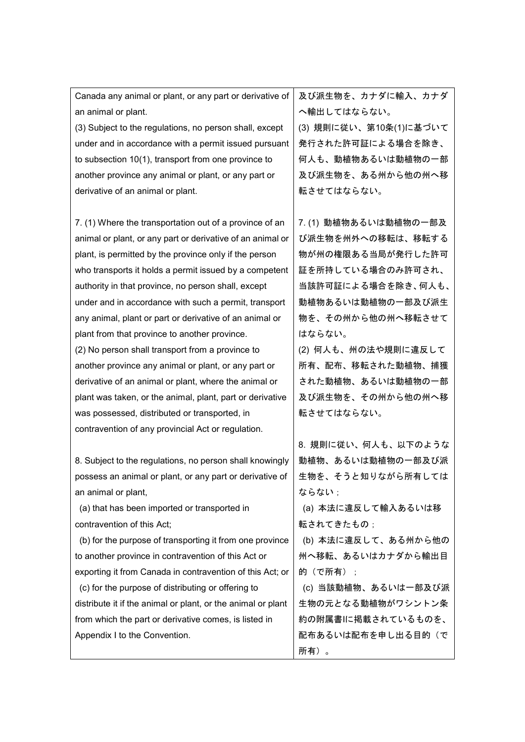| | |
|---|---|
| Canada any animal or plant, or any part or derivative of an animal or plant.<br>(3) Subject to the regulations, no person shall, except under and in accordance with a permit issued pursuant to subsection 10(1), transport from one province to another province any animal or plant, or any part or derivative of an animal or plant. | 及び派生物を、カナダに輸入、カナダへ輸出してはならない。<br>(3) 規則に従い、第10条(1)に基づいて発行された許可証による場合を除き、何人も、動植物あるいは動植物の一部及び派生物を、ある州から他の州へ移転させてはならない。 |
| 7. (1) Where the transportation out of a province of an animal or plant, or any part or derivative of an animal or plant, is permitted by the province only if the person who transports it holds a permit issued by a competent authority in that province, no person shall, except under and in accordance with such a permit, transport any animal, plant or part or derivative of an animal or plant from that province to another province.<br>(2) No person shall transport from a province to another province any animal or plant, or any part or derivative of an animal or plant, where the animal or plant was taken, or the animal, plant, part or derivative was possessed, distributed or transported, in contravention of any provincial Act or regulation. | 7. (1) 動植物あるいは動植物の一部及び派生物を州外への移転は、移転する物が州の権限ある当局が発行した許可証を所持している場合のみ許可され、当該許可証による場合を除き、何人も、動植物あるいは動植物の一部及び派生物を、その州から他の州へ移転させてはならない。<br>(2) 何人も、州の法や規則に違反して所有、配布、移転された動植物、捕獲された動植物、あるいは動植物の一部及び派生物を、その州から他の州へ移転させてはならない。 |
| 8. Subject to the regulations, no person shall knowingly possess an animal or plant, or any part or derivative of an animal or plant,<br>(a) that has been imported or transported in contravention of this Act;<br>(b) for the purpose of transporting it from one province to another province in contravention of this Act or exporting it from Canada in contravention of this Act; or<br>(c) for the purpose of distributing or offering to distribute it if the animal or plant, or the animal or plant from which the part or derivative comes, is listed in Appendix I to the Convention. | 8. 規則に従い、何人も、以下のような動植物、あるいは動植物の一部及び派生物を、そうと知りながら所有してはならない；<br>(a) 本法に違反して輸入あるいは移転されてきたもの；<br>(b) 本法に違反して、ある州から他の州へ移転、あるいはカナダから輸出目的（で所有）；<br>(c) 当該動植物、あるいは一部及び派生物の元となる動植物がワシントン条約の附属書Iに掲載されているものを、配布あるいは配布を申し出る目的（で所有）。 |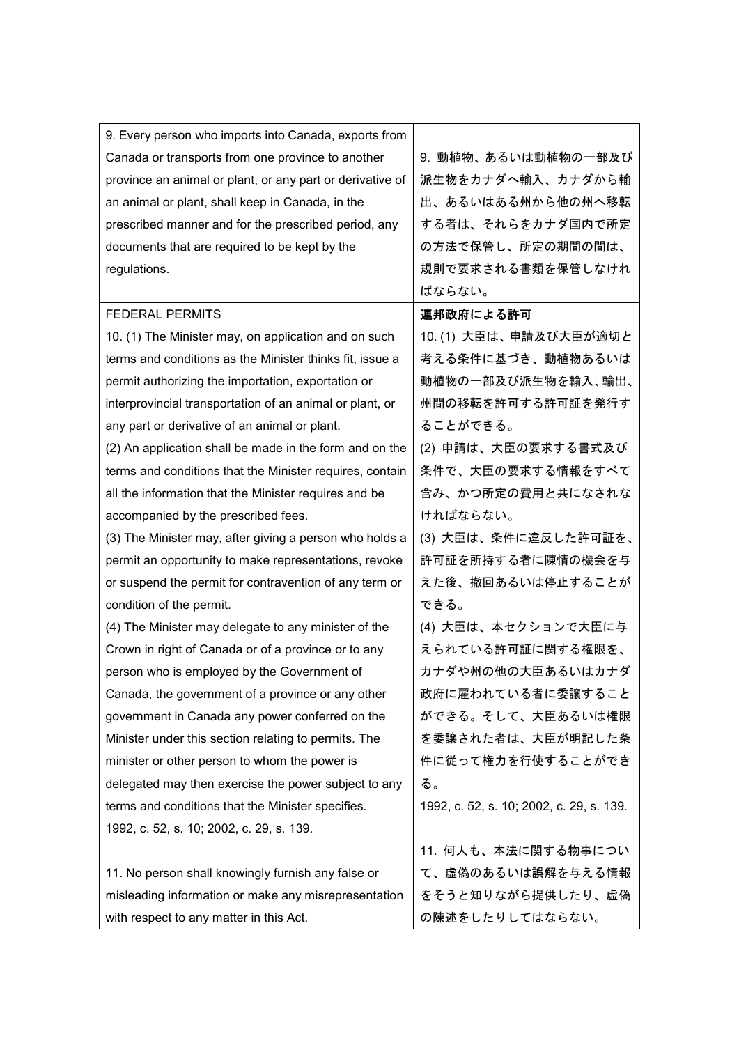| | |
|---|---|
| 9. Every person who imports into Canada, exports from Canada or transports from one province to another province an animal or plant, or any part or derivative of an animal or plant, shall keep in Canada, in the prescribed manner and for the prescribed period, any documents that are required to be kept by the regulations. | 9. 動植物、あるいは動植物の一部及び派生物をカナダへ輸入、カナダから輸出、あるいはある州から他の州へ移転する者は、それらをカナダ国内で所定の方法で保管し、所定の期間の間は、規則で要求される書類を保管しなければならない。 |
| FEDERAL PERMITS<br>10. (1) The Minister may, on application and on such terms and conditions as the Minister thinks fit, issue a permit authorizing the importation, exportation or interprovincial transportation of an animal or plant, or any part or derivative of an animal or plant.<br>(2) An application shall be made in the form and on the terms and conditions that the Minister requires, contain all the information that the Minister requires and be accompanied by the prescribed fees.<br>(3) The Minister may, after giving a person who holds a permit an opportunity to make representations, revoke or suspend the permit for contravention of any term or condition of the permit.<br>(4) The Minister may delegate to any minister of the Crown in right of Canada or of a province or to any person who is employed by the Government of Canada, the government of a province or any other government in Canada any power conferred on the Minister under this section relating to permits. The minister or other person to whom the power is delegated may then exercise the power subject to any terms and conditions that the Minister specifies.<br>1992, c. 52, s. 10; 2002, c. 29, s. 139.<br><br>11. No person shall knowingly furnish any false or misleading information or make any misrepresentation with respect to any matter in this Act. | **連邦政府による許可**<br>10. (1) 大臣は、申請及び大臣が適切と考える条件に基づき、動植物あるいは動植物の一部及び派生物を輸入、輸出、州間の移転を許可する許可証を発行することができる。<br>(2) 申請は、大臣の要求する書式及び条件で、大臣の要求する情報をすべて含み、かつ所定の費用と共になされなければならない。<br>(3) 大臣は、条件に違反した許可証を、許可証を所持する者に陳情の機会を与えた後、撤回あるいは停止することができる。<br>(4) 大臣は、本セクションで大臣に与えられている許可証に関する権限を、カナダや州の他の大臣あるいはカナダ政府に雇われている者に委譲することができる。そして、大臣あるいは権限を委譲された者は、大臣が明記した条件に従って権力を行使することができる。<br>1992, c. 52, s. 10; 2002, c. 29, s. 139.<br><br>11. 何人も、本法に関する物事について、虚偽のあるいは誤解を与える情報をそうと知りながら提供したり、虚偽の陳述をしたりしてはならない。 |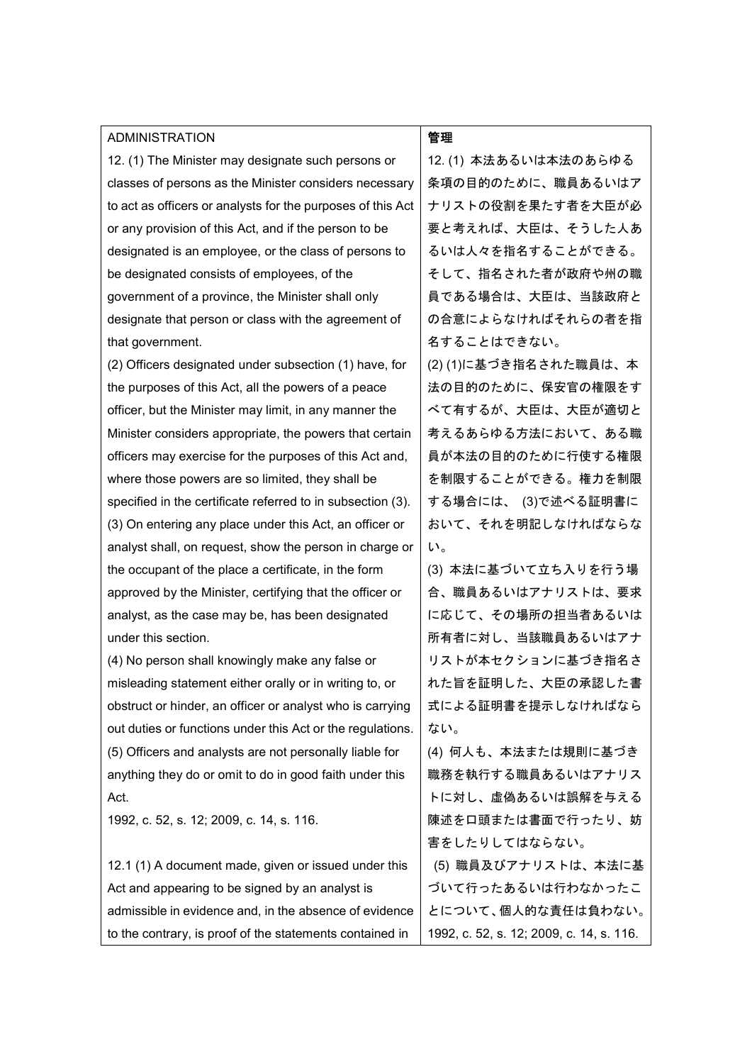| ADMINISTRATION | **管理** |
|---|---|
| 12. (1) The Minister may designate such persons or classes of persons as the Minister considers necessary to act as officers or analysts for the purposes of this Act or any provision of this Act, and if the person to be designated is an employee, or the class of persons to be designated consists of employees, of the government of a province, the Minister shall only designate that person or class with the agreement of that government. | 12. (1) 本法あるいは本法のあらゆる条項の目的のために、職員あるいはアナリストの役割を果たす者を大臣が必要と考えれば、大臣は、そうした人あるいは人々を指名することができる。そして、指名された者が政府や州の職員である場合は、大臣は、当該政府との合意によらなければそれらの者を指名することはできない。 |
| (2) Officers designated under subsection (1) have, for the purposes of this Act, all the powers of a peace officer, but the Minister may limit, in any manner the Minister considers appropriate, the powers that certain officers may exercise for the purposes of this Act and, where those powers are so limited, they shall be specified in the certificate referred to in subsection (3). | (2) (1)に基づき指名された職員は、本法の目的のために、保安官の権限をすべて有するが、大臣は、大臣が適切と考えるあらゆる方法において、ある職員が本法の目的のために行使する権限を制限することができる。権力を制限する場合には、 (3)で述べる証明書において、それを明記しなければならない。 |
| (3) On entering any place under this Act, an officer or analyst shall, on request, show the person in charge or the occupant of the place a certificate, in the form approved by the Minister, certifying that the officer or analyst, as the case may be, has been designated under this section. | (3) 本法に基づいて立ち入りを行う場合、職員あるいはアナリストは、要求に応じて、その場所の担当者あるいは所有者に対し、当該職員あるいはアナリストが本セクションに基づき指名された旨を証明した、大臣の承認した書式による証明書を提示しなければならない。 |
| (4) No person shall knowingly make any false or misleading statement either orally or in writing to, or obstruct or hinder, an officer or analyst who is carrying out duties or functions under this Act or the regulations. | (4) 何人も、本法または規則に基づき職務を執行する職員あるいはアナリストに対し、虚偽あるいは誤解を与える陳述を口頭または書面で行ったり、妨害をしたりしてはならない。 |
| (5) Officers and analysts are not personally liable for anything they do or omit to do in good faith under this Act. | (5) 職員及びアナリストは、本法に基づいて行ったあるいは行わなかったことについて、個人的な責任は負わない。 |
| 1992, c. 52, s. 12; 2009, c. 14, s. 116. | 1992, c. 52, s. 12; 2009, c. 14, s. 116. |
| 12.1 (1) A document made, given or issued under this Act and appearing to be signed by an analyst is admissible in evidence and, in the absence of evidence to the contrary, is proof of the statements contained in | |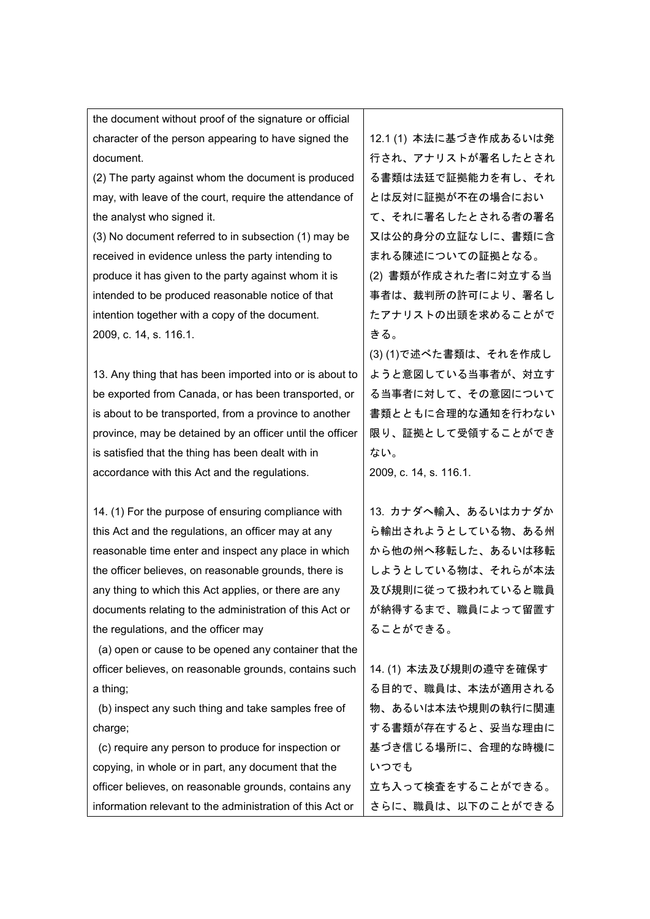| | |
|---|---|
| the document without proof of the signature or official character of the person appearing to have signed the document.<br>(2) The party against whom the document is produced may, with leave of the court, require the attendance of the analyst who signed it.<br>(3) No document referred to in subsection (1) may be received in evidence unless the party intending to produce it has given to the party against whom it is intended to be produced reasonable notice of that intention together with a copy of the document.<br>2009, c. 14, s. 116.1. | 12.1 (1) 本法に基づき作成あるいは発行され、アナリストが署名したとされる書類は法廷で証拠能力を有し、それとは反対に証拠が不在の場合において、それに署名したとされる者の署名又は公的身分の立証なしに、書類に含まれる陳述についての証拠となる。<br>(2) 書類が作成された者に対立する当事者は、裁判所の許可により、署名したアナリストの出頭を求めることができる。<br>(3) (1)で述べた書類は、それを作成しようと意図している当事者が、対立する当事者に対して、その意図について書類とともに合理的な通知を行わない限り、証拠として受領することができない。<br>2009, c. 14, s. 116.1. |
| 13. Any thing that has been imported into or is about to be exported from Canada, or has been transported, or is about to be transported, from a province to another province, may be detained by an officer until the officer is satisfied that the thing has been dealt with in accordance with this Act and the regulations. | 13. カナダへ輸入、あるいはカナダから輸出されようとしている物、ある州から他の州へ移転した、あるいは移転しようとしている物は、それらが本法及び規則に従って扱われていると職員が納得するまで、職員によって留置することができる。 |
| 14. (1) For the purpose of ensuring compliance with this Act and the regulations, an officer may at any reasonable time enter and inspect any place in which the officer believes, on reasonable grounds, there is any thing to which this Act applies, or there are any documents relating to the administration of this Act or the regulations, and the officer may<br>(a) open or cause to be opened any container that the officer believes, on reasonable grounds, contains such a thing;<br>(b) inspect any such thing and take samples free of charge;<br>(c) require any person to produce for inspection or copying, in whole or in part, any document that the officer believes, on reasonable grounds, contains any information relevant to the administration of this Act or | 14. (1) 本法及び規則の遵守を確保する目的で、職員は、本法が適用される物、あるいは本法や規則の執行に関連する書類が存在すると、妥当な理由に基づき信じる場所に、合理的な時機にいつでも<br>立ち入って検査をすることができる。さらに、職員は、以下のことができる |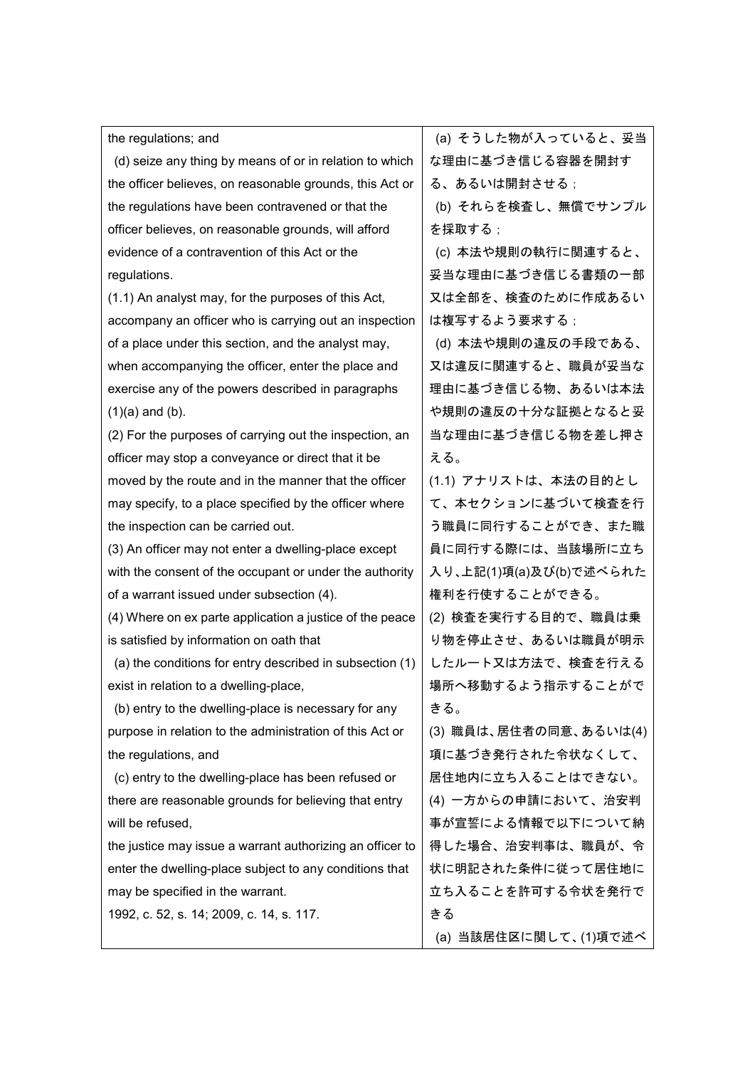| the regulations; and<br>(d) seize any thing by means of or in relation to which the officer believes, on reasonable grounds, this Act or the regulations have been contravened or that the officer believes, on reasonable grounds, will afford evidence of a contravention of this Act or the regulations.<br>(1.1) An analyst may, for the purposes of this Act, accompany an officer who is carrying out an inspection of a place under this section, and the analyst may, when accompanying the officer, enter the place and exercise any of the powers described in paragraphs (1)(a) and (b).<br>(2) For the purposes of carrying out the inspection, an officer may stop a conveyance or direct that it be moved by the route and in the manner that the officer may specify, to a place specified by the officer where the inspection can be carried out.<br>(3) An officer may not enter a dwelling-place except with the consent of the occupant or under the authority of a warrant issued under subsection (4).<br>(4) Where on ex parte application a justice of the peace is satisfied by information on oath that<br>(a) the conditions for entry described in subsection (1) exist in relation to a dwelling-place,<br>(b) entry to the dwelling-place is necessary for any purpose in relation to the administration of this Act or the regulations, and<br>(c) entry to the dwelling-place has been refused or there are reasonable grounds for believing that entry will be refused,<br>the justice may issue a warrant authorizing an officer to enter the dwelling-place subject to any conditions that may be specified in the warrant.<br>1992, c. 52, s. 14; 2009, c. 14, s. 117. | (a) そうした物が入っていると、妥当な理由に基づき信じる容器を開封する、あるいは開封させる；<br>(b) それらを検査し、無償でサンプルを採取する；<br>(c) 本法や規則の執行に関連すると、妥当な理由に基づき信じる書類の一部又は全部を、検査のために作成あるいは複写するよう要求する；<br>(d) 本法や規則の違反の手段である、又は違反に関連すると、職員が妥当な理由に基づき信じる物、あるいは本法や規則の違反の十分な証拠となると妥当な理由に基づき信じる物を差し押さえる。<br>(1.1) アナリストは、本法の目的として、本セクションに基づいて検査を行う職員に同行することができ、また職員に同行する際には、当該場所に立ち入り、上記(1)項(a)及び(b)で述べられた権利を行使することができる。<br>(2) 検査を実行する目的で、職員は乗り物を停止させ、あるいは職員が明示したルート又は方法で、検査を行える場所へ移動するよう指示することができる。<br>(3) 職員は、居住者の同意、あるいは(4)項に基づき発行された令状なくして、居住地内に立ち入ることはできない。<br>(4) 一方からの申請において、治安判事が宣誓による情報で以下について納得した場合、治安判事は、職員が、令状に明記された条件に従って居住地に立ち入ることを許可する令状を発行できる<br>(a) 当該居住区に関して、(1)項で述べ |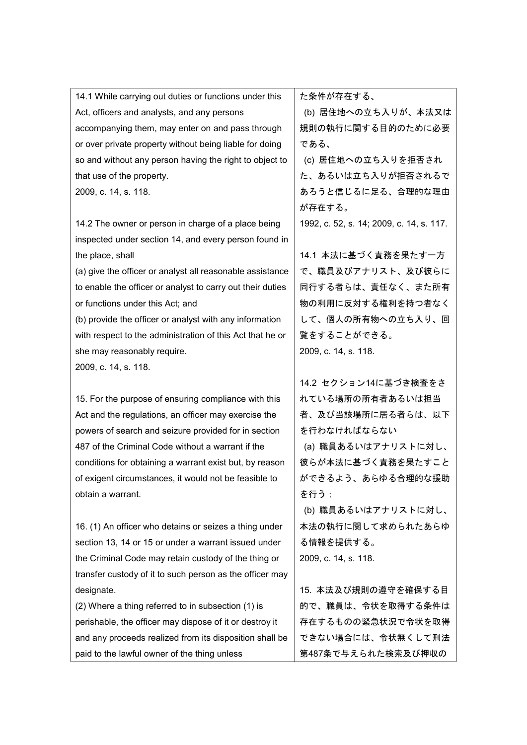| | |
|---|---|
| 14.1 While carrying out duties or functions under this Act, officers and analysts, and any persons accompanying them, may enter on and pass through or over private property without being liable for doing so and without any person having the right to object to that use of the property.<br>2009, c. 14, s. 118.<br><br>14.2 The owner or person in charge of a place being inspected under section 14, and every person found in the place, shall<br>(a) give the officer or analyst all reasonable assistance to enable the officer or analyst to carry out their duties or functions under this Act; and<br>(b) provide the officer or analyst with any information with respect to the administration of this Act that he or she may reasonably require.<br>2009, c. 14, s. 118.<br><br>15. For the purpose of ensuring compliance with this Act and the regulations, an officer may exercise the powers of search and seizure provided for in section 487 of the Criminal Code without a warrant if the conditions for obtaining a warrant exist but, by reason of exigent circumstances, it would not be feasible to obtain a warrant.<br><br>16. (1) An officer who detains or seizes a thing under section 13, 14 or 15 or under a warrant issued under the Criminal Code may retain custody of the thing or transfer custody of it to such person as the officer may designate.<br>(2) Where a thing referred to in subsection (1) is perishable, the officer may dispose of it or destroy it and any proceeds realized from its disposition shall be paid to the lawful owner of the thing unless | た条件が存在する、<br>(b) 居住地への立ち入りが、本法又は規則の執行に関する目的のために必要である、<br>(c) 居住地への立ち入りを拒否された、あるいは立ち入りが拒否されるであろうと信じるに足る、合理的な理由が存在する。<br>1992, c. 52, s. 14; 2009, c. 14, s. 117.<br><br>14.1 本法に基づく責務を果たす一方で、職員及びアナリスト、及び彼らに同行する者らは、責任なく、また所有物の利用に反対する権利を持つ者なくして、個人の所有物への立ち入り、回覧をすることができる。<br>2009, c. 14, s. 118.<br><br>14.2 セクション14に基づき検査をされている場所の所有者あるいは担当者、及び当該場所に居る者らは、以下を行わなければならない<br>(a) 職員あるいはアナリストに対し、彼らが本法に基づく責務を果たすことができるよう、あらゆる合理的な援助を行う；<br>(b) 職員あるいはアナリストに対し、本法の執行に関して求められたあらゆる情報を提供する。<br>2009, c. 14, s. 118.<br><br>15. 本法及び規則の遵守を確保する目的で、職員は、令状を取得する条件は存在するものの緊急状況で令状を取得できない場合には、令状無くして刑法第487条で与えられた検索及び押収の |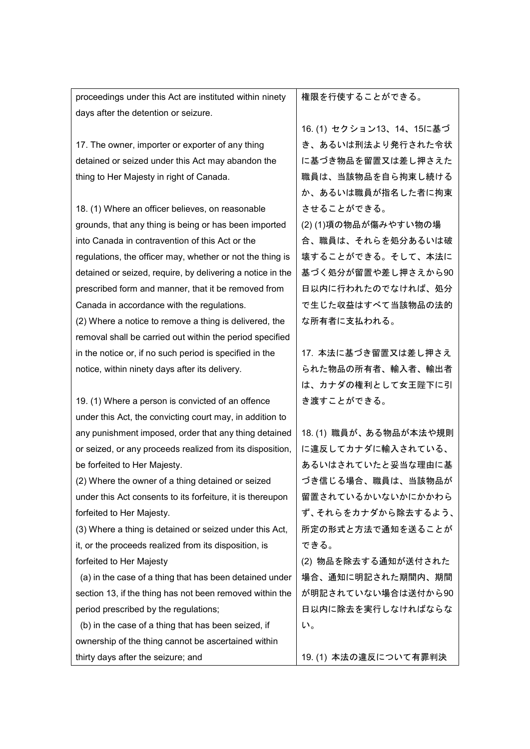| | |
|---|---|
| proceedings under this Act are instituted within ninety days after the detention or seizure. | 権限を行使することができる。 |
| 17. The owner, importer or exporter of any thing detained or seized under this Act may abandon the thing to Her Majesty in right of Canada. | 16. (1) セクション13、14、15に基づき、あるいは刑法より発行された令状に基づき物品を留置又は差し押さえた職員は、当該物品を自ら拘束し続けるか、あるいは職員が指名した者に拘束させることができる。<br>(2) (1)項の物品が傷みやすい物の場合、職員は、それらを処分あるいは破壊することができる。そして、本法に基づく処分が留置や差し押さえから90日以内に行われたのでなければ、処分で生じた収益はすべて当該物品の法的な所有者に支払われる。 |
| 18. (1) Where an officer believes, on reasonable grounds, that any thing is being or has been imported into Canada in contravention of this Act or the regulations, the officer may, whether or not the thing is detained or seized, require, by delivering a notice in the prescribed form and manner, that it be removed from Canada in accordance with the regulations.<br>(2) Where a notice to remove a thing is delivered, the removal shall be carried out within the period specified in the notice or, if no such period is specified in the notice, within ninety days after its delivery. | 17. 本法に基づき留置又は差し押さえられた物品の所有者、輸入者、輸出者は、カナダの権利として女王陛下に引き渡すことができる。 |
| 19. (1) Where a person is convicted of an offence under this Act, the convicting court may, in addition to any punishment imposed, order that any thing detained or seized, or any proceeds realized from its disposition, be forfeited to Her Majesty.<br>(2) Where the owner of a thing detained or seized under this Act consents to its forfeiture, it is thereupon forfeited to Her Majesty.<br>(3) Where a thing is detained or seized under this Act, it, or the proceeds realized from its disposition, is forfeited to Her Majesty<br>(a) in the case of a thing that has been detained under section 13, if the thing has not been removed within the period prescribed by the regulations;<br>(b) in the case of a thing that has been seized, if ownership of the thing cannot be ascertained within thirty days after the seizure; and | 18. (1) 職員が、ある物品が本法や規則に違反してカナダに輸入されている、あるいはされていたと妥当な理由に基づき信じる場合、職員は、当該物品が留置されているかいないかにかかわらず、それらをカナダから除去するよう、所定の形式と方法で通知を送ることができる。<br>(2) 物品を除去する通知が送付された場合、通知に明記された期間内、期間が明記されていない場合は送付から90日以内に除去を実行しなければならない。<br><br>19. (1) 本法の違反について有罪判決 |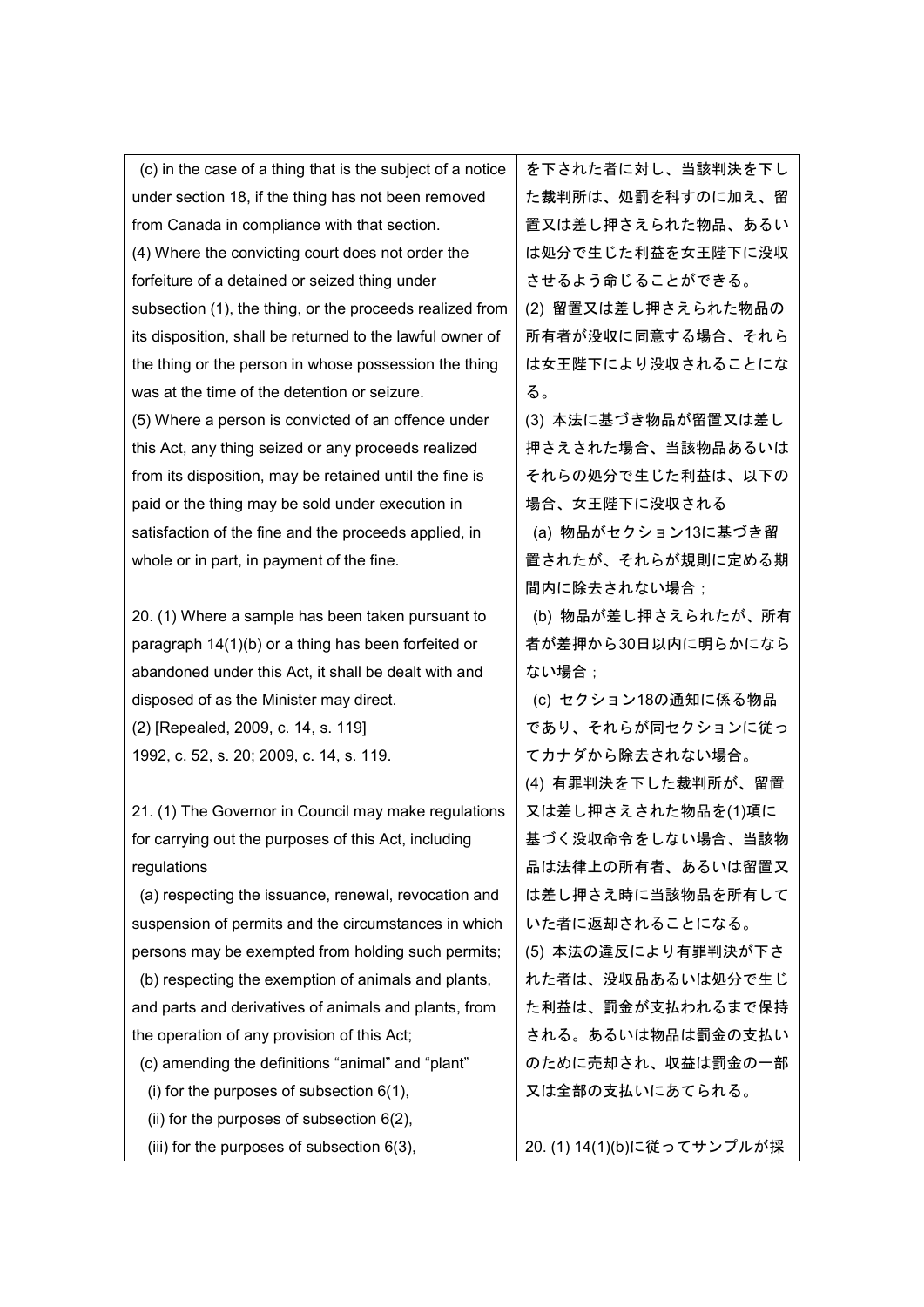| | |
|---|---|
| (c) in the case of a thing that is the subject of a notice under section 18, if the thing has not been removed from Canada in compliance with that section.<br>(4) Where the convicting court does not order the forfeiture of a detained or seized thing under subsection (1), the thing, or the proceeds realized from its disposition, shall be returned to the lawful owner of the thing or the person in whose possession the thing was at the time of the detention or seizure.<br>(5) Where a person is convicted of an offence under this Act, any thing seized or any proceeds realized from its disposition, may be retained until the fine is paid or the thing may be sold under execution in satisfaction of the fine and the proceeds applied, in whole or in part, in payment of the fine.<br><br>20. (1) Where a sample has been taken pursuant to paragraph 14(1)(b) or a thing has been forfeited or abandoned under this Act, it shall be dealt with and disposed of as the Minister may direct.<br>(2) [Repealed, 2009, c. 14, s. 119]<br>1992, c. 52, s. 20; 2009, c. 14, s. 119.<br><br>21. (1) The Governor in Council may make regulations for carrying out the purposes of this Act, including regulations<br>(a) respecting the issuance, renewal, revocation and suspension of permits and the circumstances in which persons may be exempted from holding such permits;<br>(b) respecting the exemption of animals and plants, and parts and derivatives of animals and plants, from the operation of any provision of this Act;<br>(c) amending the definitions "animal" and "plant"<br>(i) for the purposes of subsection 6(1),<br>(ii) for the purposes of subsection 6(2),<br>(iii) for the purposes of subsection 6(3), | を下された者に対し、当該判決を下した裁判所は、処罰を科すのに加え、留置又は差し押さえられた物品、あるいは処分で生じた利益を女王陛下に没収させるよう命じることができる。<br>(2) 留置又は差し押さえられた物品の所有者が没収に同意する場合、それらは女王陛下により没収されることになる。<br>(3) 本法に基づき物品が留置又は差し押さえされた場合、当該物品あるいはそれらの処分で生じた利益は、以下の場合、女王陛下に没収される<br>(a) 物品がセクション13に基づき留置されたが、それらが規則に定める期間内に除去されない場合；<br>(b) 物品が差し押さえられたが、所有者が差押から30日以内に明らかにならない場合；<br>(c) セクション18の通知に係る物品であり、それらが同セクションに従ってカナダから除去されない場合。<br>(4) 有罪判決を下した裁判所が、留置又は差し押さえされた物品を(1)項に基づく没収命令をしない場合、当該物品は法律上の所有者、あるいは留置又は差し押さえ時に当該物品を所有していた者に返却されることになる。<br>(5) 本法の違反により有罪判決が下された者は、没収品あるいは処分で生じた利益は、罰金が支払われるまで保持される。あるいは物品は罰金の支払いのために売却され、収益は罰金の一部又は全部の支払いにあてられる。<br><br>20. (1) 14(1)(b)に従ってサンプルが採 |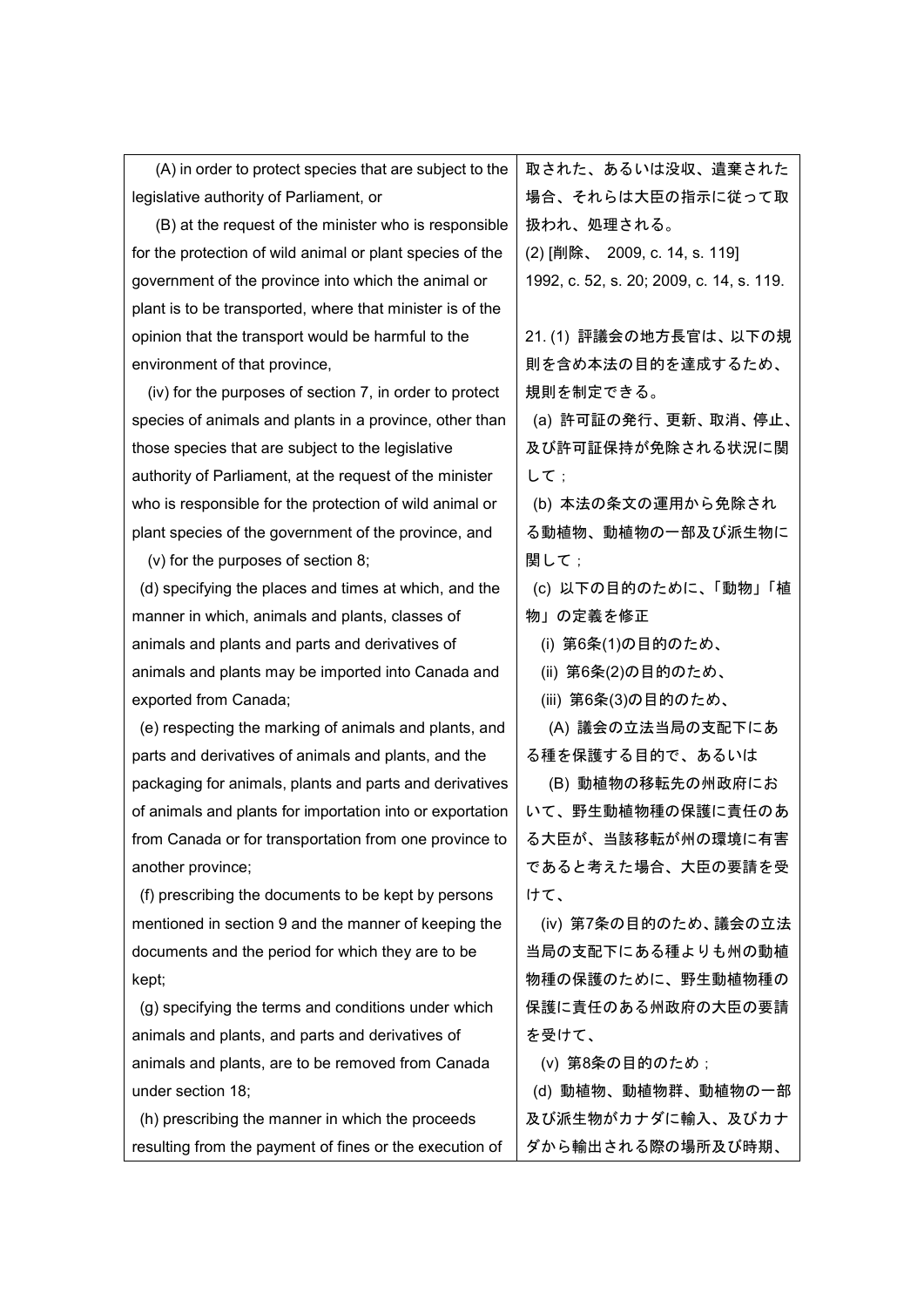| | |
|---|---|
| (A) in order to protect species that are subject to the legislative authority of Parliament, or<br>(B) at the request of the minister who is responsible for the protection of wild animal or plant species of the government of the province into which the animal or plant is to be transported, where that minister is of the opinion that the transport would be harmful to the environment of that province,<br>(iv) for the purposes of section 7, in order to protect species of animals and plants in a province, other than those species that are subject to the legislative authority of Parliament, at the request of the minister who is responsible for the protection of wild animal or plant species of the government of the province, and<br>(v) for the purposes of section 8;<br>(d) specifying the places and times at which, and the manner in which, animals and plants, classes of animals and plants and parts and derivatives of animals and plants may be imported into Canada and exported from Canada;<br>(e) respecting the marking of animals and plants, and parts and derivatives of animals and plants, and the packaging for animals, plants and parts and derivatives of animals and plants for importation into or exportation from Canada or for transportation from one province to another province;<br>(f) prescribing the documents to be kept by persons mentioned in section 9 and the manner of keeping the documents and the period for which they are to be kept;<br>(g) specifying the terms and conditions under which animals and plants, and parts and derivatives of animals and plants, are to be removed from Canada under section 18;<br>(h) prescribing the manner in which the proceeds resulting from the payment of fines or the execution of | 取された、あるいは没収、遺棄された場合、それらは大臣の指示に従って取扱われ、処理される。<br>(2) [削除、 2009, c. 14, s. 119]<br>1992, c. 52, s. 20; 2009, c. 14, s. 119.<br><br>21. (1) 評議会の地方長官は、以下の規則を含め本法の目的を達成するため、規則を制定できる。<br>(a) 許可証の発行、更新、取消、停止、及び許可証保持が免除される状況に関して；<br>(b) 本法の条文の運用から免除される動植物、動植物の一部及び派生物に関して；<br>(c) 以下の目的のために、「動物」「植物」の定義を修正<br>(i) 第6条(1)の目的のため、<br>(ii) 第6条(2)の目的のため、<br>(iii) 第6条(3)の目的のため、<br>(A) 議会の立法当局の支配下にある種を保護する目的で、あるいは<br>(B) 動植物の移転先の州政府において、野生動植物種の保護に責任のある大臣が、当該移転が州の環境に有害であると考えた場合、大臣の要請を受けて、<br>(iv) 第7条の目的のため、議会の立法当局の支配下にある種よりも州の動植物種の保護のために、野生動植物種の保護に責任のある州政府の大臣の要請を受けて、<br>(v) 第8条の目的のため；<br>(d) 動植物、動植物群、動植物の一部及び派生物がカナダに輸入、及びカナダから輸出される際の場所及び時期、 |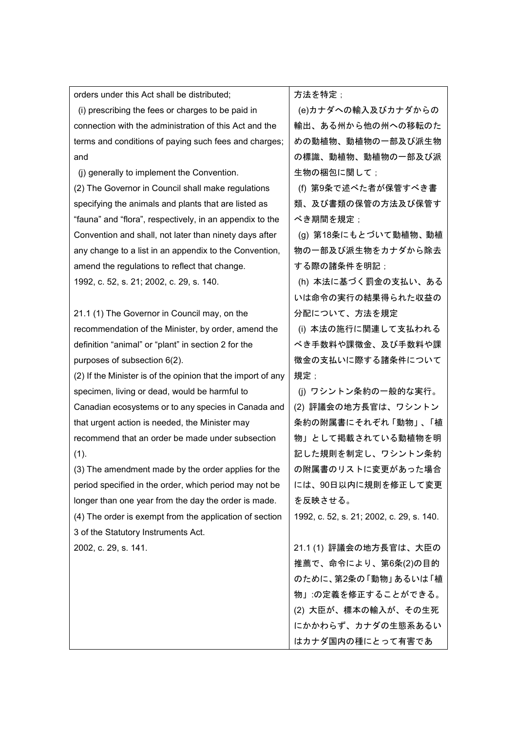| | |
|---|---|
| orders under this Act shall be distributed;<br>(i) prescribing the fees or charges to be paid in connection with the administration of this Act and the terms and conditions of paying such fees and charges; and<br>(j) generally to implement the Convention.<br>(2) The Governor in Council shall make regulations specifying the animals and plants that are listed as “fauna” and “flora”, respectively, in an appendix to the Convention and shall, not later than ninety days after any change to a list in an appendix to the Convention, amend the regulations to reflect that change.<br>1992, c. 52, s. 21; 2002, c. 29, s. 140.<br><br>21.1 (1) The Governor in Council may, on the recommendation of the Minister, by order, amend the definition “animal” or “plant” in section 2 for the purposes of subsection 6(2).<br>(2) If the Minister is of the opinion that the import of any specimen, living or dead, would be harmful to Canadian ecosystems or to any species in Canada and that urgent action is needed, the Minister may recommend that an order be made under subsection (1).<br>(3) The amendment made by the order applies for the period specified in the order, which period may not be longer than one year from the day the order is made.<br>(4) The order is exempt from the application of section 3 of the Statutory Instruments Act.<br>2002, c. 29, s. 141. | 方法を特定；<br>(e)カナダへの輸入及びカナダからの輸出、ある州から他の州への移転のための動植物、動植物の一部及び派生物の標識、動植物、動植物の一部及び派生物の梱包に関して；<br>(f) 第9条で述べた者が保管すべき書類、及び書類の保管の方法及び保管すべき期間を規定；<br>(g) 第18条にもとづいて動植物、動植物の一部及び派生物をカナダから除去する際の諸条件を明記；<br>(h) 本法に基づく罰金の支払い、あるいは命令の実行の結果得られた収益の分配について、方法を規定<br>(i) 本法の施行に関連して支払われるべき手数料や課徴金、及び手数料や課徴金の支払いに際する諸条件について規定；<br>(j) ワシントン条約の一般的な実行。<br>(2) 評議会の地方長官は、ワシントン条約の附属書にそれぞれ「動物」、「植物」として掲載されている動植物を明記した規則を制定し、ワシントン条約の附属書のリストに変更があった場合には、90日以内に規則を修正して変更を反映させる。<br>1992, c. 52, s. 21; 2002, c. 29, s. 140.<br><br>21.1 (1) 評議会の地方長官は、大臣の推薦で、命令により、第6条(2)の目的のために、第2条の「動物」あるいは「植物」:の定義を修正することができる。<br>(2) 大臣が、標本の輸入が、その生死にかかわらず、カナダの生態系あるいはカナダ国内の種にとって有害であ |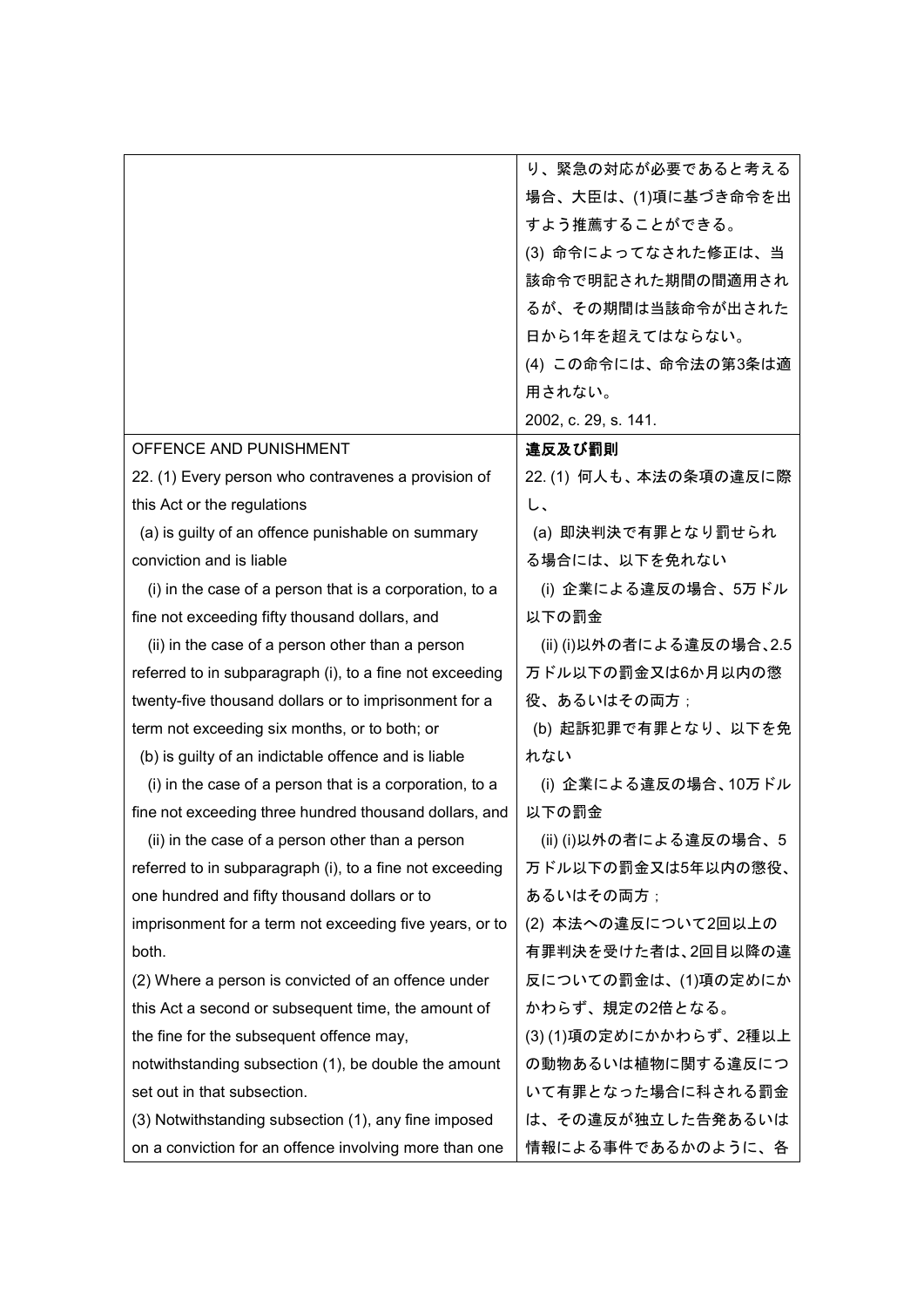| | |
|---|---|
| | り、緊急の対応が必要であると考える場合、大臣は、(1)項に基づき命令を出すよう推薦することができる。<br>(3) 命令によってなされた修正は、当該命令で明記された期間の間適用されるが、その期間は当該命令が出された日から1年を超えてはならない。<br>(4) この命令には、命令法の第3条は適用されない。<br>2002, c. 29, s. 141. |
| OFFENCE AND PUNISHMENT | **違反及び罰則** |
| 22. (1) Every person who contravenes a provision of this Act or the regulations<br>(a) is guilty of an offence punishable on summary conviction and is liable<br>(i) in the case of a person that is a corporation, to a fine not exceeding fifty thousand dollars, and<br>(ii) in the case of a person other than a person referred to in subparagraph (i), to a fine not exceeding twenty-five thousand dollars or to imprisonment for a term not exceeding six months, or to both; or<br>(b) is guilty of an indictable offence and is liable<br>(i) in the case of a person that is a corporation, to a fine not exceeding three hundred thousand dollars, and<br>(ii) in the case of a person other than a person referred to in subparagraph (i), to a fine not exceeding one hundred and fifty thousand dollars or to imprisonment for a term not exceeding five years, or to both.<br>(2) Where a person is convicted of an offence under this Act a second or subsequent time, the amount of the fine for the subsequent offence may, notwithstanding subsection (1), be double the amount set out in that subsection.<br>(3) Notwithstanding subsection (1), any fine imposed on a conviction for an offence involving more than one | 22. (1) 何人も、本法の条項の違反に際し、<br>(a) 即決判決で有罪となり罰せられる場合には、以下を免れない<br>(i) 企業による違反の場合、5万ドル以下の罰金<br>(ii) (i)以外の者による違反の場合、2.5万ドル以下の罰金又は6か月以内の懲役、あるいはその両方；<br>(b) 起訴犯罪で有罪となり、以下を免れない<br>(i) 企業による違反の場合、10万ドル以下の罰金<br>(ii) (i)以外の者による違反の場合、5万ドル以下の罰金又は5年以内の懲役、あるいはその両方；<br>(2) 本法への違反について2回以上の有罪判決を受けた者は、2回目以降の違反についての罰金は、(1)項の定めにかかわらず、規定の2倍となる。<br>(3) (1)項の定めにかかわらず、2種以上の動物あるいは植物に関する違反について有罪となった場合に科される罰金は、その違反が独立した告発あるいは情報による事件であるかのように、各 |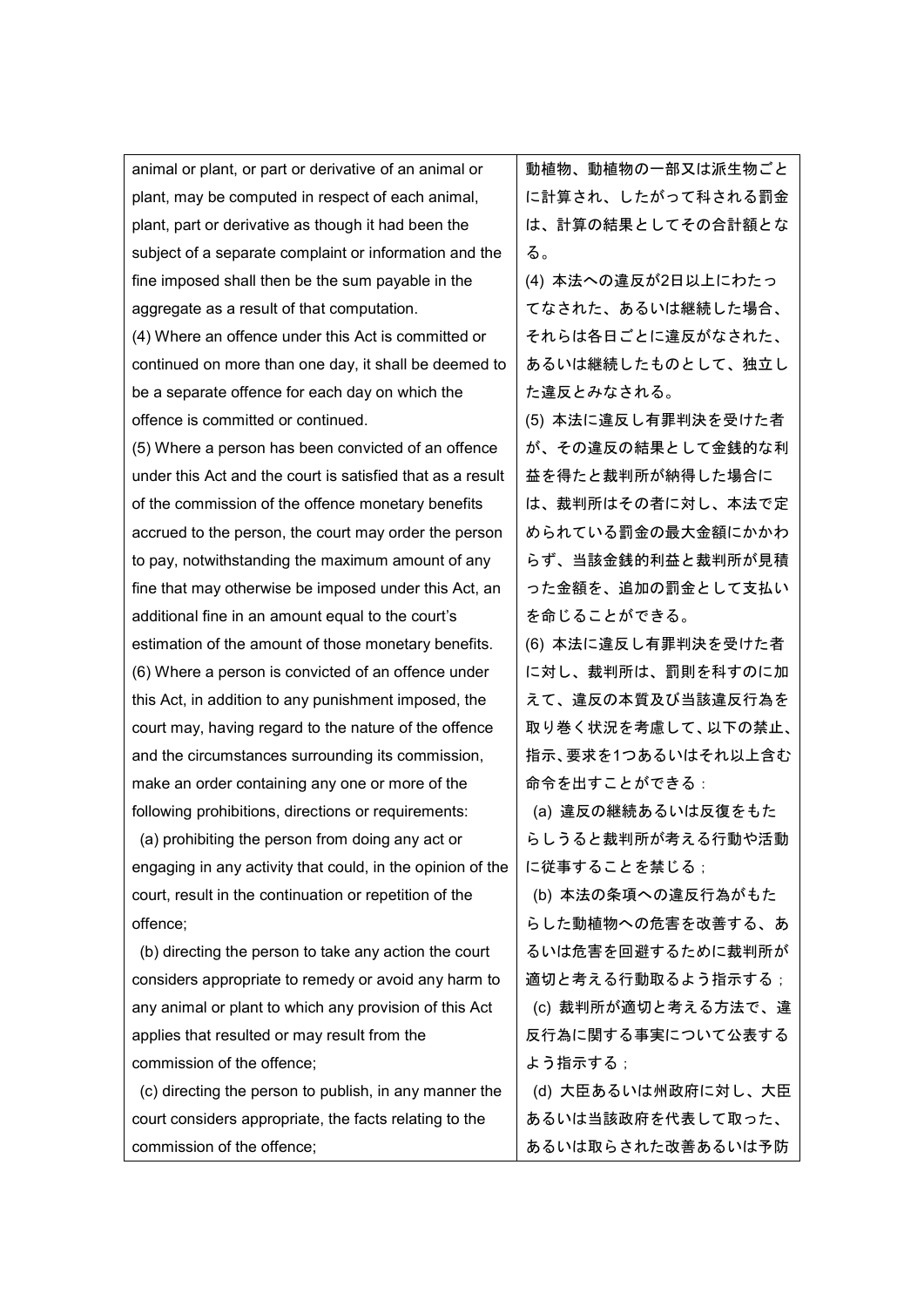| | |
|---|---|
| animal or plant, or part or derivative of an animal or plant, may be computed in respect of each animal, plant, part or derivative as though it had been the subject of a separate complaint or information and the fine imposed shall then be the sum payable in the aggregate as a result of that computation. | 動植物、動植物の一部又は派生物ごとに計算され、したがって科される罰金は、計算の結果としてその合計額となる。 |
| (4) Where an offence under this Act is committed or continued on more than one day, it shall be deemed to be a separate offence for each day on which the offence is committed or continued. | (4) 本法への違反が2日以上にわたってなされた、あるいは継続した場合、それらは各日ごとに違反がなされた、あるいは継続したものとして、独立した違反とみなされる。 |
| (5) Where a person has been convicted of an offence under this Act and the court is satisfied that as a result of the commission of the offence monetary benefits accrued to the person, the court may order the person to pay, notwithstanding the maximum amount of any fine that may otherwise be imposed under this Act, an additional fine in an amount equal to the court's estimation of the amount of those monetary benefits. | (5) 本法に違反し有罪判決を受けた者が、その違反の結果として金銭的な利益を得たと裁判所が納得した場合には、裁判所はその者に対し、本法で定められている罰金の最大金額にかかわらず、当該金銭的利益と裁判所が見積った金額を、追加の罰金として支払いを命じることができる。 |
| (6) Where a person is convicted of an offence under this Act, in addition to any punishment imposed, the court may, having regard to the nature of the offence and the circumstances surrounding its commission, make an order containing any one or more of the following prohibitions, directions or requirements: | (6) 本法に違反し有罪判決を受けた者に対し、裁判所は、罰則を科すのに加えて、違反の本質及び当該違反行為を取り巻く状況を考慮して、以下の禁止、指示、要求を1つあるいはそれ以上含む命令を出すことができる： |
| (a) prohibiting the person from doing any act or engaging in any activity that could, in the opinion of the court, result in the continuation or repetition of the offence; | (a) 違反の継続あるいは反復をもたらしうると裁判所が考える行動や活動に従事することを禁じる； |
| (b) directing the person to take any action the court considers appropriate to remedy or avoid any harm to any animal or plant to which any provision of this Act applies that resulted or may result from the commission of the offence; | (b) 本法の条項への違反行為がもたらした動植物への危害を改善する、あるいは危害を回避するために裁判所が適切と考える行動取るよう指示する； |
| (c) directing the person to publish, in any manner the court considers appropriate, the facts relating to the commission of the offence; | (c) 裁判所が適切と考える方法で、違反行為に関する事実について公表するよう指示する； |
| | (d) 大臣あるいは州政府に対し、大臣あるいは当該政府を代表して取った、あるいは取らされた改善あるいは予防 |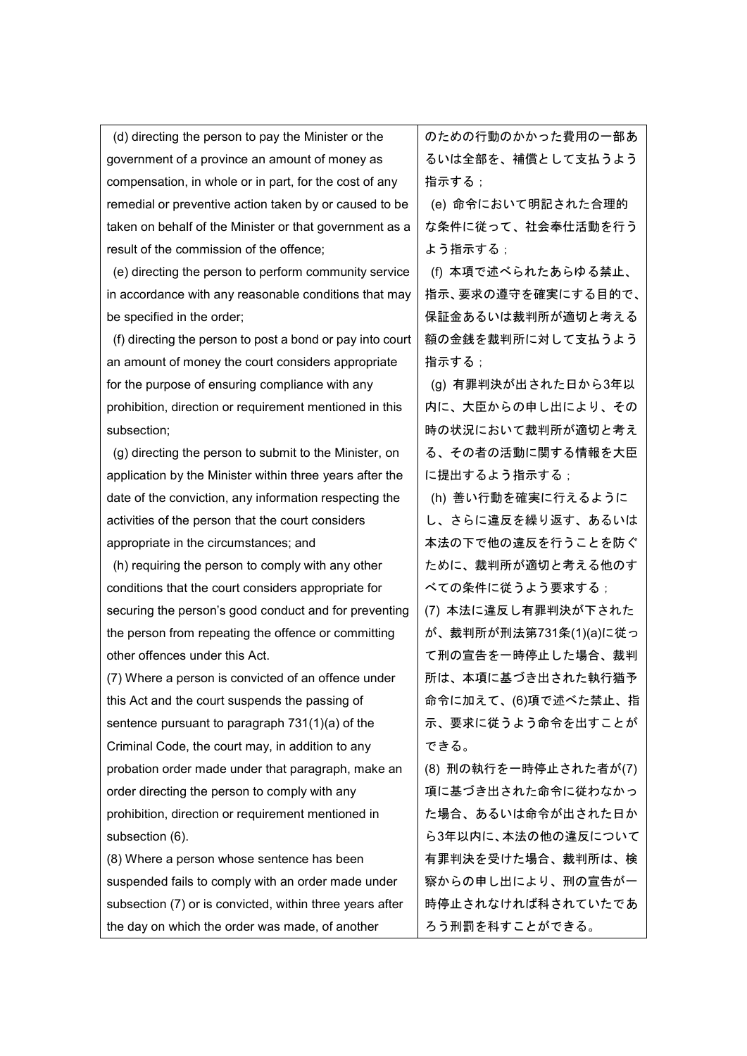| | |
|---|---|
| (d) directing the person to pay the Minister or the government of a province an amount of money as compensation, in whole or in part, for the cost of any remedial or preventive action taken by or caused to be taken on behalf of the Minister or that government as a result of the commission of the offence;<br>(e) directing the person to perform community service in accordance with any reasonable conditions that may be specified in the order;<br>(f) directing the person to post a bond or pay into court an amount of money the court considers appropriate for the purpose of ensuring compliance with any prohibition, direction or requirement mentioned in this subsection;<br>(g) directing the person to submit to the Minister, on application by the Minister within three years after the date of the conviction, any information respecting the activities of the person that the court considers appropriate in the circumstances; and<br>(h) requiring the person to comply with any other conditions that the court considers appropriate for securing the person's good conduct and for preventing the person from repeating the offence or committing other offences under this Act.<br>(7) Where a person is convicted of an offence under this Act and the court suspends the passing of sentence pursuant to paragraph 731(1)(a) of the Criminal Code, the court may, in addition to any probation order made under that paragraph, make an order directing the person to comply with any prohibition, direction or requirement mentioned in subsection (6).<br>(8) Where a person whose sentence has been suspended fails to comply with an order made under subsection (7) or is convicted, within three years after the day on which the order was made, of another | のための行動のかかった費用の一部あるいは全部を、補償として支払うよう指示する；<br>(e) 命令において明記された合理的な条件に従って、社会奉仕活動を行うよう指示する；<br>(f) 本項で述べられたあらゆる禁止、指示、要求の遵守を確実にする目的で、保証金あるいは裁判所が適切と考える額の金銭を裁判所に対して支払うよう指示する；<br>(g) 有罪判決が出された日から3年以内に、大臣からの申し出により、その時の状況において裁判所が適切と考える、その者の活動に関する情報を大臣に提出するよう指示する；<br>(h) 善い行動を確実に行えるようにし、さらに違反を繰り返す、あるいは本法の下で他の違反を行うことを防ぐために、裁判所が適切と考える他のすべての条件に従うよう要求する；<br>(7) 本法に違反し有罪判決が下されたが、裁判所が刑法第731条(1)(a)に従って刑の宣告を一時停止した場合、裁判所は、本項に基づき出された執行猶予命令に加えて、(6)項で述べた禁止、指示、要求に従うよう命令を出すことができる。<br>(8) 刑の執行を一時停止された者が(7)項に基づき出された命令に従わなかった場合、あるいは命令が出された日から3年以内に、本法の他の違反について有罪判決を受けた場合、裁判所は、検察からの申し出により、刑の宣告が一時停止されなければ科されていたであろう刑罰を科すことができる。 |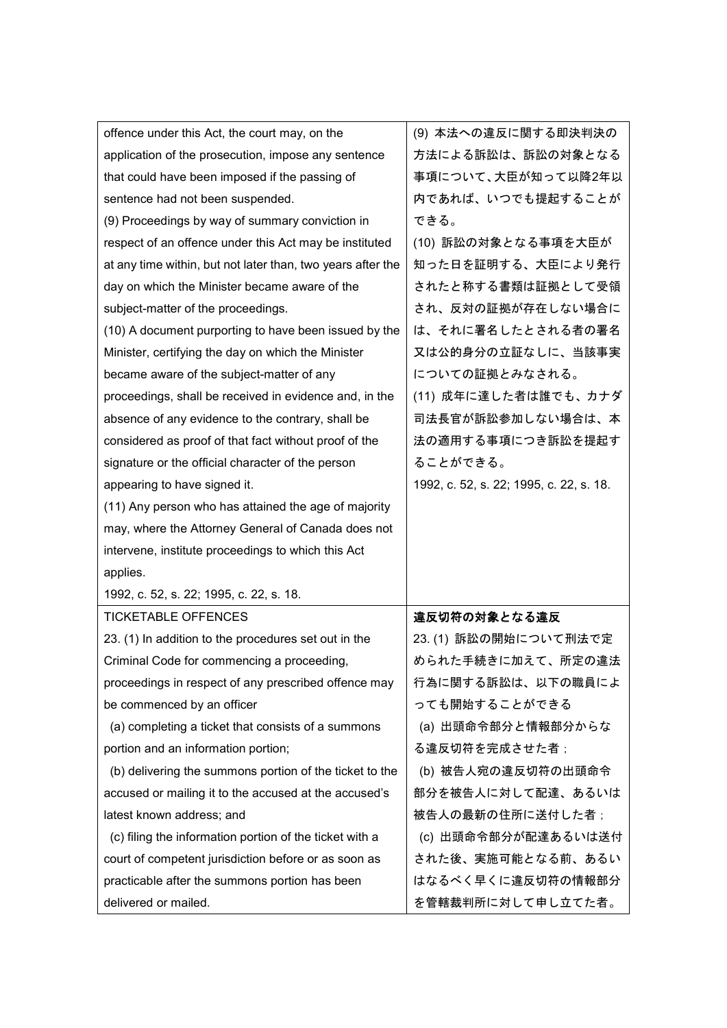| | |
|---|---|
| offence under this Act, the court may, on the application of the prosecution, impose any sentence that could have been imposed if the passing of sentence had not been suspended.<br>(9) Proceedings by way of summary conviction in respect of an offence under this Act may be instituted at any time within, but not later than, two years after the day on which the Minister became aware of the subject-matter of the proceedings.<br>(10) A document purporting to have been issued by the Minister, certifying the day on which the Minister became aware of the subject-matter of any proceedings, shall be received in evidence and, in the absence of any evidence to the contrary, shall be considered as proof of that fact without proof of the signature or the official character of the person appearing to have signed it.<br>(11) Any person who has attained the age of majority may, where the Attorney General of Canada does not intervene, institute proceedings to which this Act applies.<br>1992, c. 52, s. 22; 1995, c. 22, s. 18. | (9) 本法への違反に関する即決判決の方法による訴訟は、訴訟の対象となる事項について、大臣が知って以降2年以内であれば、いつでも提起することができる。<br>(10) 訴訟の対象となる事項を大臣が知った日を証明する、大臣により発行されたと称する書類は証拠として受領され、反対の証拠が存在しない場合には、それに署名したとされる者の署名又は公的身分の立証なしに、当該事実についての証拠とみなされる。<br>(11) 成年に達した者は誰でも、カナダ司法長官が訴訟参加しない場合は、本法の適用する事項につき訴訟を提起することができる。<br>1992, c. 52, s. 22; 1995, c. 22, s. 18. |
| TICKETABLE OFFENCES<br>23. (1) In addition to the procedures set out in the Criminal Code for commencing a proceeding, proceedings in respect of any prescribed offence may be commenced by an officer<br>(a) completing a ticket that consists of a summons portion and an information portion;<br>(b) delivering the summons portion of the ticket to the accused or mailing it to the accused at the accused's latest known address; and<br>(c) filing the information portion of the ticket with a court of competent jurisdiction before or as soon as practicable after the summons portion has been delivered or mailed. | **違反切符の対象となる違反**<br>23. (1) 訴訟の開始について刑法で定められた手続きに加えて、所定の違法行為に関する訴訟は、以下の職員によっても開始することができる<br>(a) 出頭命令部分と情報部分からなる違反切符を完成させた者；<br>(b) 被告人宛の違反切符の出頭命令部分を被告人に対して配達、あるいは被告人の最新の住所に送付した者；<br>(c) 出頭命令部分が配達あるいは送付された後、実施可能となる前、あるいはなるべく早くに違反切符の情報部分を管轄裁判所に対して申し立てた者。 |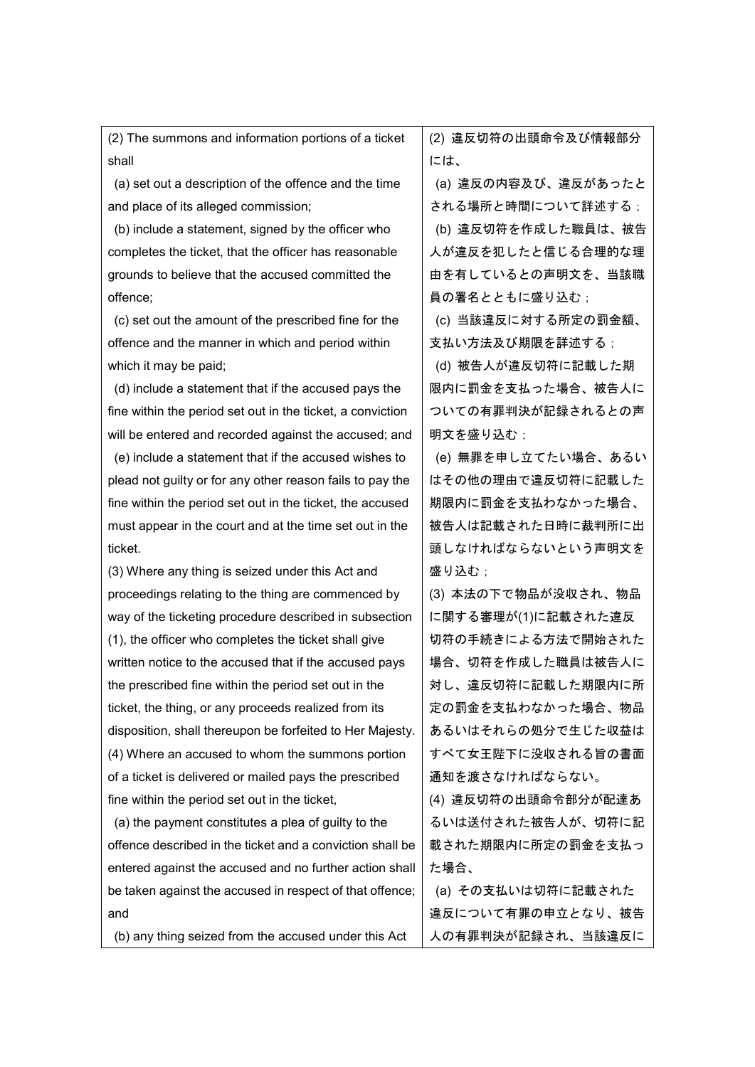| (2) The summons and information portions of a ticket shall<br>(a) set out a description of the offence and the time and place of its alleged commission;<br>(b) include a statement, signed by the officer who completes the ticket, that the officer has reasonable grounds to believe that the accused committed the offence;<br>(c) set out the amount of the prescribed fine for the offence and the manner in which and period within which it may be paid;<br>(d) include a statement that if the accused pays the fine within the period set out in the ticket, a conviction will be entered and recorded against the accused; and<br>(e) include a statement that if the accused wishes to plead not guilty or for any other reason fails to pay the fine within the period set out in the ticket, the accused must appear in the court and at the time set out in the ticket.<br>(3) Where any thing is seized under this Act and proceedings relating to the thing are commenced by way of the ticketing procedure described in subsection (1), the officer who completes the ticket shall give written notice to the accused that if the accused pays the prescribed fine within the period set out in the ticket, the thing, or any proceeds realized from its disposition, shall thereupon be forfeited to Her Majesty.<br>(4) Where an accused to whom the summons portion of a ticket is delivered or mailed pays the prescribed fine within the period set out in the ticket,<br>(a) the payment constitutes a plea of guilty to the offence described in the ticket and a conviction shall be entered against the accused and no further action shall be taken against the accused in respect of that offence; and<br>(b) any thing seized from the accused under this Act | (2) 違反切符の出頭命令及び情報部分には、<br>(a) 違反の内容及び、違反があったとされる場所と時間について詳述する；<br>(b) 違反切符を作成した職員は、被告人が違反を犯したと信じる合理的な理由を有しているとの声明文を、当該職員の署名とともに盛り込む；<br>(c) 当該違反に対する所定の罰金額、支払い方法及び期限を詳述する；<br>(d) 被告人が違反切符に記載した期限内に罰金を支払った場合、被告人についての有罪判決が記録されるとの声明文を盛り込む；<br>(e) 無罪を申し立てたい場合、あるいはその他の理由で違反切符に記載した期限内に罰金を支払わなかった場合、被告人は記載された日時に裁判所に出頭しなければならないという声明文を盛り込む；<br>(3) 本法の下で物品が没収され、物品に関する審理が(1)に記載された違反切符の手続きによる方法で開始された場合、切符を作成した職員は被告人に対し、違反切符に記載した期限内に所定の罰金を支払わなかった場合、物品あるいはそれらの処分で生じた収益はすべて女王陛下に没収される旨の書面通知を渡さなければならない。<br>(4) 違反切符の出頭命令部分が配達あるいは送付された被告人が、切符に記載された期限内に所定の罰金を支払った場合、<br>(a) その支払いは切符に記載された違反について有罪の申立となり、被告人の有罪判決が記録され、当該違反に |
|---|---|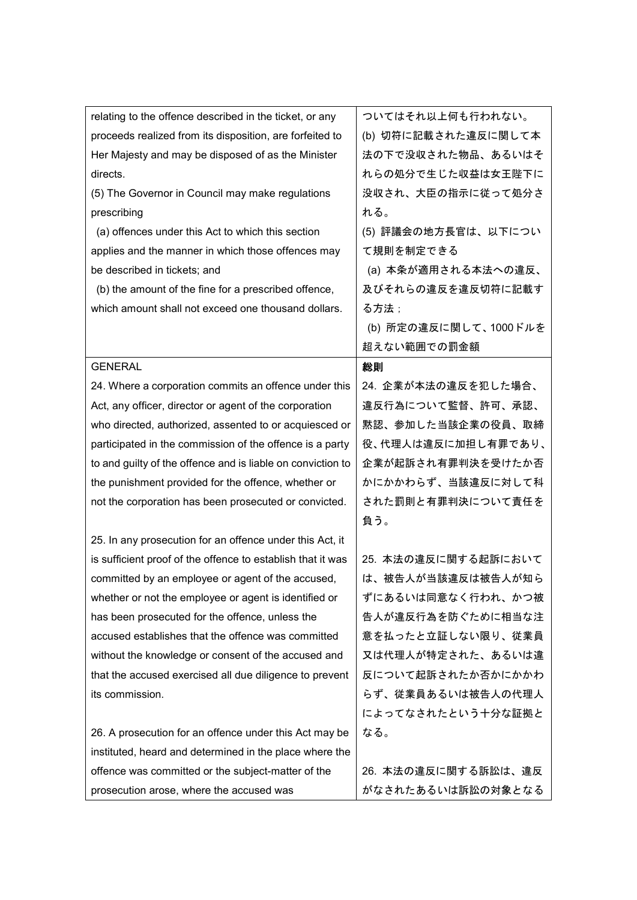| | |
|---|---|
| relating to the offence described in the ticket, or any proceeds realized from its disposition, are forfeited to Her Majesty and may be disposed of as the Minister directs.<br>(5) The Governor in Council may make regulations prescribing<br>(a) offences under this Act to which this section applies and the manner in which those offences may be described in tickets; and<br>(b) the amount of the fine for a prescribed offence, which amount shall not exceed one thousand dollars. | についてはそれ以上何も行われない。<br>(b) 切符に記載された違反に関して本法の下で没収された物品、あるいはそれらの処分で生じた収益は女王陛下に没収され、大臣の指示に従って処分される。<br>(5) 評議会の地方長官は、以下について規則を制定できる<br>(a) 本条が適用される本法への違反、及びそれらの違反を違反切符に記載する方法；<br>(b) 所定の違反に関して、1000ドルを超えない範囲での罰金額 |
| GENERAL<br>24. Where a corporation commits an offence under this Act, any officer, director or agent of the corporation who directed, authorized, assented to or acquiesced or participated in the commission of the offence is a party to and guilty of the offence and is liable on conviction to the punishment provided for the offence, whether or not the corporation has been prosecuted or convicted.<br><br>25. In any prosecution for an offence under this Act, it is sufficient proof of the offence to establish that it was committed by an employee or agent of the accused, whether or not the employee or agent is identified or has been prosecuted for the offence, unless the accused establishes that the offence was committed without the knowledge or consent of the accused and that the accused exercised all due diligence to prevent its commission.<br><br>26. A prosecution for an offence under this Act may be instituted, heard and determined in the place where the offence was committed or the subject-matter of the prosecution arose, where the accused was | **総則**<br>24. 企業が本法の違反を犯した場合、違反行為について監督、許可、承認、黙認、参加した当該企業の役員、取締役、代理人は違反に加担し有罪であり、企業が起訴され有罪判決を受けたか否かにかかわらず、当該違反に対して科された罰則と有罪判決について責任を負う。<br><br>25. 本法の違反に関する起訴においては、被告人が当該違反は被告人が知らずにあるいは同意なく行われ、かつ被告人が違反行為を防ぐために相当な注意を払ったと立証しない限り、従業員又は代理人が特定された、あるいは違反について起訴されたか否かにかかわらず、従業員あるいは被告人の代理人によってなされたという十分な証拠となる。<br><br>26. 本法の違反に関する訴訟は、違反がなされたあるいは訴訟の対象となる |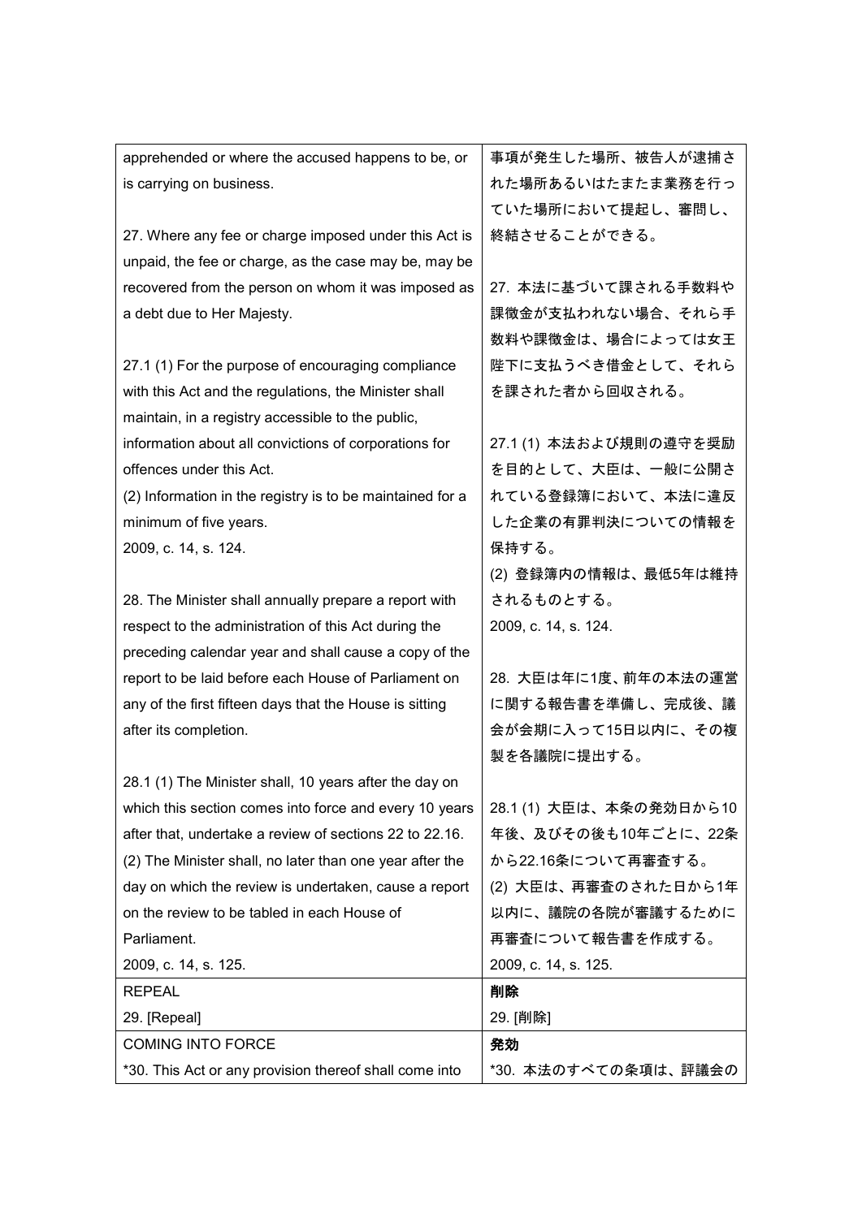| | |
|---|---|
| apprehended or where the accused happens to be, or is carrying on business.<br><br>27. Where any fee or charge imposed under this Act is unpaid, the fee or charge, as the case may be, may be recovered from the person on whom it was imposed as a debt due to Her Majesty.<br><br>27.1 (1) For the purpose of encouraging compliance with this Act and the regulations, the Minister shall maintain, in a registry accessible to the public, information about all convictions of corporations for offences under this Act.<br>(2) Information in the registry is to be maintained for a minimum of five years.<br>2009, c. 14, s. 124.<br><br>28. The Minister shall annually prepare a report with respect to the administration of this Act during the preceding calendar year and shall cause a copy of the report to be laid before each House of Parliament on any of the first fifteen days that the House is sitting after its completion.<br><br>28.1 (1) The Minister shall, 10 years after the day on which this section comes into force and every 10 years after that, undertake a review of sections 22 to 22.16.<br>(2) The Minister shall, no later than one year after the day on which the review is undertaken, cause a report on the review to be tabled in each House of Parliament.<br>2009, c. 14, s. 125. | 事項が発生した場所、被告人が逮捕された場所あるいはたまたま業務を行っていた場所において提起し、審問し、終結させることができる。<br><br>27. 本法に基づいて課される手数料や課徴金が支払われない場合、それら手数料や課徴金は、場合によっては女王陛下に支払うべき借金として、それらを課された者から回収される。<br><br>27.1 (1) 本法および規則の遵守を奨励を目的として、大臣は、一般に公開されている登録簿において、本法に違反した企業の有罪判決についての情報を保持する。<br>(2) 登録簿内の情報は、最低5年は維持されるものとする。<br>2009, c. 14, s. 124.<br><br>28. 大臣は年に1度、前年の本法の運営に関する報告書を準備し、完成後、議会が会期に入って15日以内に、その複製を各議院に提出する。<br><br>28.1 (1) 大臣は、本条の発効日から10年後、及びその後も10年ごとに、22条から22.16条について再審査する。<br>(2) 大臣は、再審査のされた日から1年以内に、議院の各院が審議するために再審査について報告書を作成する。<br>2009, c. 14, s. 125. |
| REPEAL<br>29. [Repeal] | **削除**<br>29. [削除] |
| COMING INTO FORCE<br>*30. This Act or any provision thereof shall come into | **発効**<br>*30. 本法のすべての条項は、評議会の |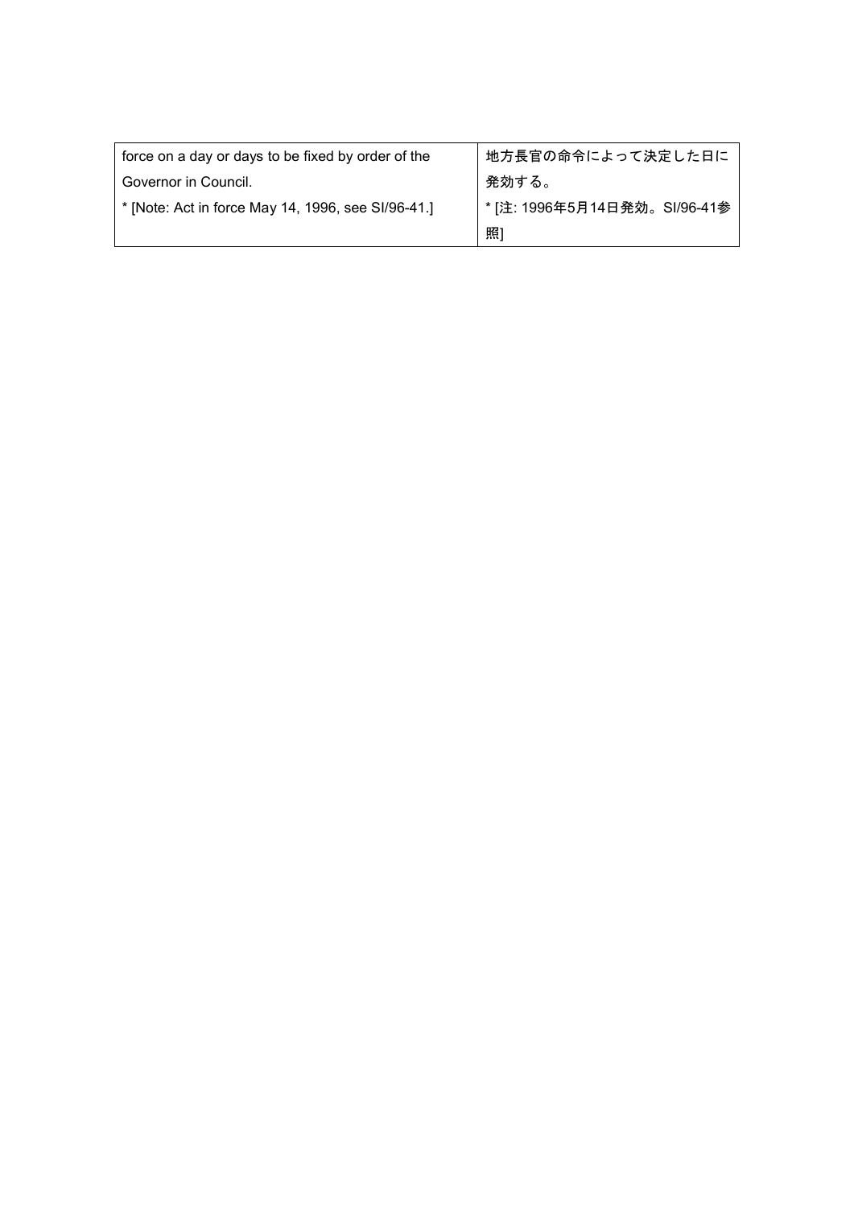| | |
|---|---|
| force on a day or days to be fixed by order of the Governor in Council.<br>* [Note: Act in force May 14, 1996, see SI/96-41.] | 地方長官の命令によって決定した日に発効する。<br>* [注: 1996年5月14日発効。SI/96-41参照] |